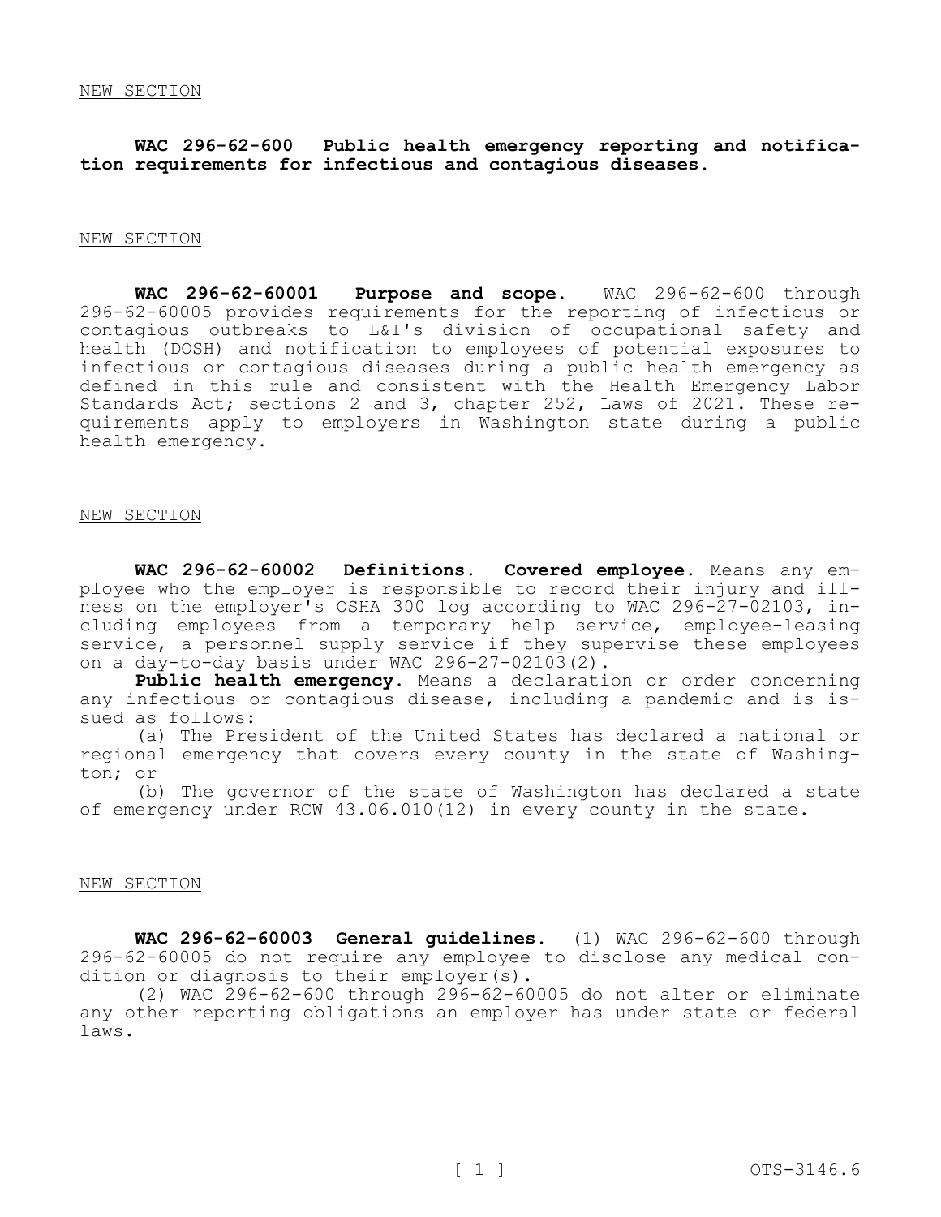NEW SECTION

**WAC 296-62-600 Public health emergency reporting and notification requirements for infectious and contagious diseases.**

NEW SECTION

**WAC 296-62-60001 Purpose and scope.** WAC 296-62-600 through 296-62-60005 provides requirements for the reporting of infectious or contagious outbreaks to L&I's division of occupational safety and health (DOSH) and notification to employees of potential exposures to infectious or contagious diseases during a public health emergency as defined in this rule and consistent with the Health Emergency Labor Standards Act; sections 2 and 3, chapter 252, Laws of 2021. These requirements apply to employers in Washington state during a public health emergency.

NEW SECTION

**WAC 296-62-60002 Definitions. Covered employee.** Means any employee who the employer is responsible to record their injury and illness on the employer's OSHA 300 log according to WAC 296-27-02103, including employees from a temporary help service, employee-leasing service, a personnel supply service if they supervise these employees on a day-to-day basis under WAC 296-27-02103(2).

**Public health emergency.** Means a declaration or order concerning any infectious or contagious disease, including a pandemic and is issued as follows:

(a) The President of the United States has declared a national or regional emergency that covers every county in the state of Washington; or

(b) The governor of the state of Washington has declared a state of emergency under RCW 43.06.010(12) in every county in the state.

NEW SECTION

**WAC 296-62-60003 General guidelines.** (1) WAC 296-62-600 through 296-62-60005 do not require any employee to disclose any medical condition or diagnosis to their employer(s).

(2) WAC 296-62-600 through 296-62-60005 do not alter or eliminate any other reporting obligations an employer has under state or federal laws.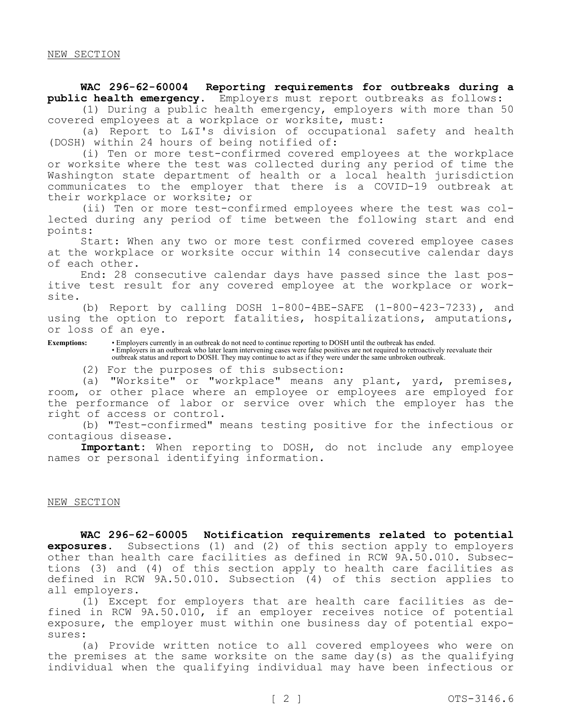NEW SECTION

**WAC 296-62-60004 Reporting requirements for outbreaks during a public health emergency.** Employers must report outbreaks as follows:

(1) During a public health emergency, employers with more than 50 covered employees at a workplace or worksite, must:

(a) Report to L&I's division of occupational safety and health (DOSH) within 24 hours of being notified of:

(i) Ten or more test-confirmed covered employees at the workplace or worksite where the test was collected during any period of time the Washington state department of health or a local health jurisdiction communicates to the employer that there is a COVID-19 outbreak at their workplace or worksite; or

(ii) Ten or more test-confirmed employees where the test was collected during any period of time between the following start and end points:

Start: When any two or more test confirmed covered employee cases at the workplace or worksite occur within 14 consecutive calendar days of each other.

End: 28 consecutive calendar days have passed since the last positive test result for any covered employee at the workplace or worksite.

(b) Report by calling DOSH 1-800-4BE-SAFE (1-800-423-7233), and using the option to report fatalities, hospitalizations, amputations, or loss of an eye.

**Exemptions:**
- Employers currently in an outbreak do not need to continue reporting to DOSH until the outbreak has ended.
- Employers in an outbreak who later learn intervening cases were false positives are not required to retroactively reevaluate their outbreak status and report to DOSH. They may continue to act as if they were under the same unbroken outbreak.

(2) For the purposes of this subsection:

(a) "Worksite" or "workplace" means any plant, yard, premises, room, or other place where an employee or employees are employed for the performance of labor or service over which the employer has the right of access or control.

(b) "Test-confirmed" means testing positive for the infectious or contagious disease.

**Important:** When reporting to DOSH, do not include any employee names or personal identifying information.

NEW SECTION

**WAC 296-62-60005 Notification requirements related to potential exposures.** Subsections (1) and (2) of this section apply to employers other than health care facilities as defined in RCW 9A.50.010. Subsections (3) and (4) of this section apply to health care facilities as defined in RCW 9A.50.010. Subsection (4) of this section applies to all employers.

(1) Except for employers that are health care facilities as defined in RCW 9A.50.010, if an employer receives notice of potential exposure, the employer must within one business day of potential exposures:

(a) Provide written notice to all covered employees who were on the premises at the same worksite on the same day(s) as the qualifying individual when the qualifying individual may have been infectious or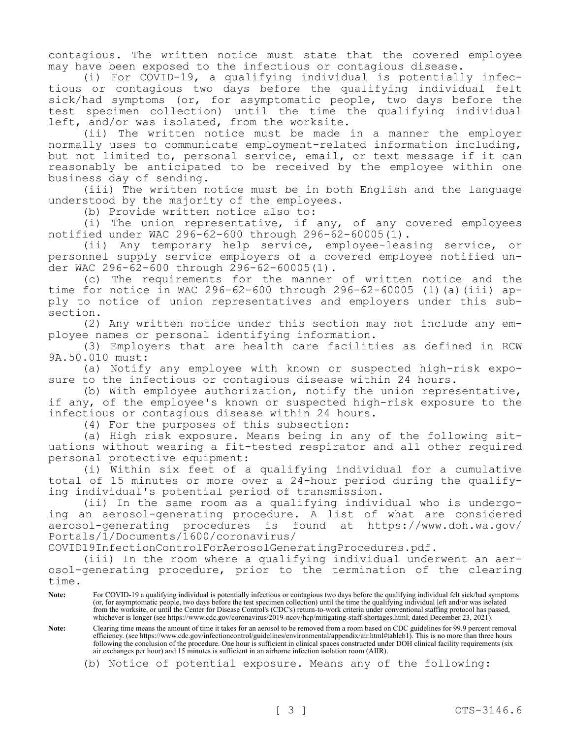contagious. The written notice must state that the covered employee may have been exposed to the infectious or contagious disease.

(i) For COVID-19, a qualifying individual is potentially infectious or contagious two days before the qualifying individual felt sick/had symptoms (or, for asymptomatic people, two days before the test specimen collection) until the time the qualifying individual left, and/or was isolated, from the worksite.

(ii) The written notice must be made in a manner the employer normally uses to communicate employment-related information including, but not limited to, personal service, email, or text message if it can reasonably be anticipated to be received by the employee within one business day of sending.

(iii) The written notice must be in both English and the language understood by the majority of the employees.

(b) Provide written notice also to:

(i) The union representative, if any, of any covered employees notified under WAC 296-62-600 through 296-62-60005(1).

(ii) Any temporary help service, employee-leasing service, or personnel supply service employers of a covered employee notified under WAC 296-62-600 through 296-62-60005(1).

(c) The requirements for the manner of written notice and the time for notice in WAC 296-62-600 through 296-62-60005 (1)(a)(iii) apply to notice of union representatives and employers under this subsection.

(2) Any written notice under this section may not include any employee names or personal identifying information.

(3) Employers that are health care facilities as defined in RCW 9A.50.010 must:

(a) Notify any employee with known or suspected high-risk exposure to the infectious or contagious disease within 24 hours.

(b) With employee authorization, notify the union representative, if any, of the employee's known or suspected high-risk exposure to the infectious or contagious disease within 24 hours.

(4) For the purposes of this subsection:

(a) High risk exposure. Means being in any of the following situations without wearing a fit-tested respirator and all other required personal protective equipment:

(i) Within six feet of a qualifying individual for a cumulative total of 15 minutes or more over a 24-hour period during the qualifying individual's potential period of transmission.

(ii) In the same room as a qualifying individual who is undergoing an aerosol-generating procedure. A list of what are considered aerosol-generating procedures is found at https://www.doh.wa.gov/Portals/1/Documents/1600/coronavirus/COVID19InfectionControlForAerosolGeneratingProcedures.pdf.

(iii) In the room where a qualifying individual underwent an aerosol-generating procedure, prior to the termination of the clearing time.

**Note:** For COVID-19 a qualifying individual is potentially infectious or contagious two days before the qualifying individual felt sick/had symptoms (or, for asymptomatic people, two days before the test specimen collection) until the time the qualifying individual left and/or was isolated from the worksite, or until the Center for Disease Control's (CDC's) return-to-work criteria under conventional staffing protocol has passed, whichever is longer (see https://www.cdc.gov/coronavirus/2019-ncov/hcp/mitigating-staff-shortages.html; dated December 23, 2021).

**Note:** Clearing time means the amount of time it takes for an aerosol to be removed from a room based on CDC guidelines for 99.9 percent removal efficiency. (see https://www.cdc.gov/infectioncontrol/guidelines/environmental/appendix/air.html#tableb1). This is no more than three hours following the conclusion of the procedure. One hour is sufficient in clinical spaces constructed under DOH clinical facility requirements (six air exchanges per hour) and 15 minutes is sufficient in an airborne infection isolation room (AIIR).

(b) Notice of potential exposure. Means any of the following: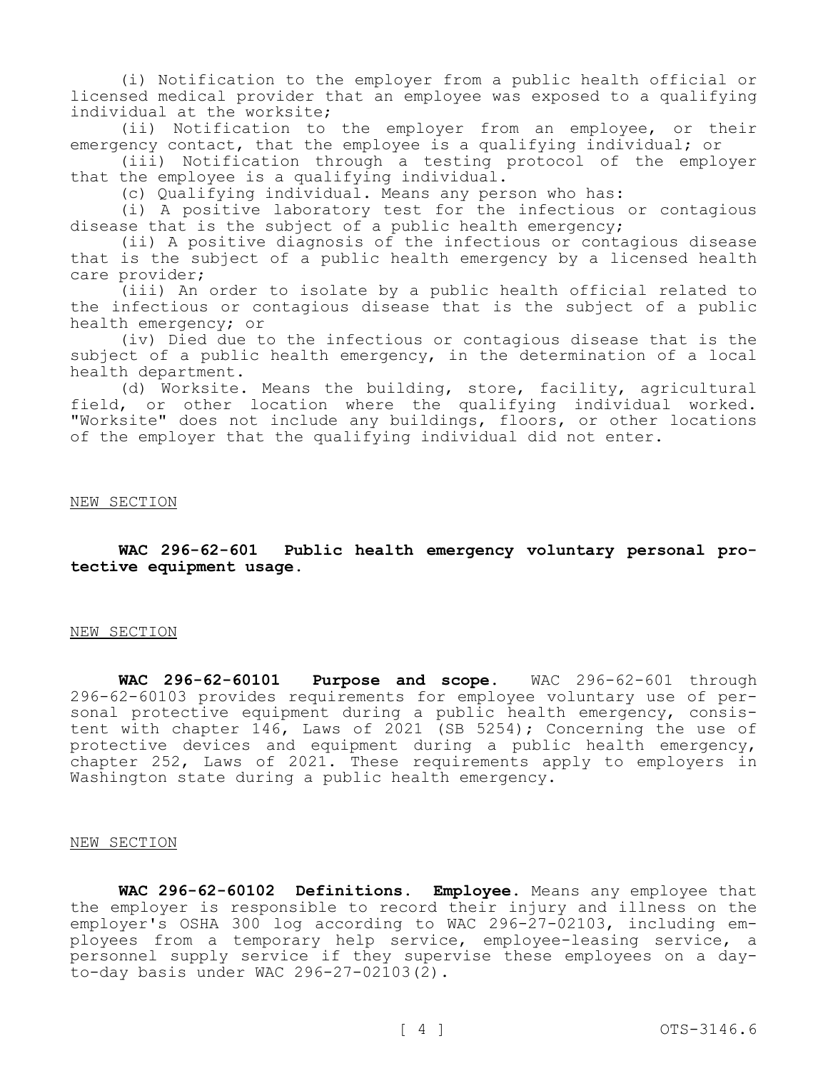(i) Notification to the employer from a public health official or licensed medical provider that an employee was exposed to a qualifying individual at the worksite;

(ii) Notification to the employer from an employee, or their emergency contact, that the employee is a qualifying individual; or

(iii) Notification through a testing protocol of the employer that the employee is a qualifying individual.

(c) Qualifying individual. Means any person who has:

(i) A positive laboratory test for the infectious or contagious disease that is the subject of a public health emergency;

(ii) A positive diagnosis of the infectious or contagious disease that is the subject of a public health emergency by a licensed health care provider;

(iii) An order to isolate by a public health official related to the infectious or contagious disease that is the subject of a public health emergency; or

(iv) Died due to the infectious or contagious disease that is the subject of a public health emergency, in the determination of a local health department.

(d) Worksite. Means the building, store, facility, agricultural field, or other location where the qualifying individual worked. "Worksite" does not include any buildings, floors, or other locations of the employer that the qualifying individual did not enter.

NEW SECTION

**WAC 296-62-601 Public health emergency voluntary personal protective equipment usage.**

NEW SECTION

**WAC 296-62-60101 Purpose and scope.** WAC 296-62-601 through 296-62-60103 provides requirements for employee voluntary use of personal protective equipment during a public health emergency, consistent with chapter 146, Laws of 2021 (SB 5254); Concerning the use of protective devices and equipment during a public health emergency, chapter 252, Laws of 2021. These requirements apply to employers in Washington state during a public health emergency.

NEW SECTION

**WAC 296-62-60102 Definitions. Employee.** Means any employee that the employer is responsible to record their injury and illness on the employer's OSHA 300 log according to WAC 296-27-02103, including employees from a temporary help service, employee-leasing service, a personnel supply service if they supervise these employees on a day-to-day basis under WAC 296-27-02103(2).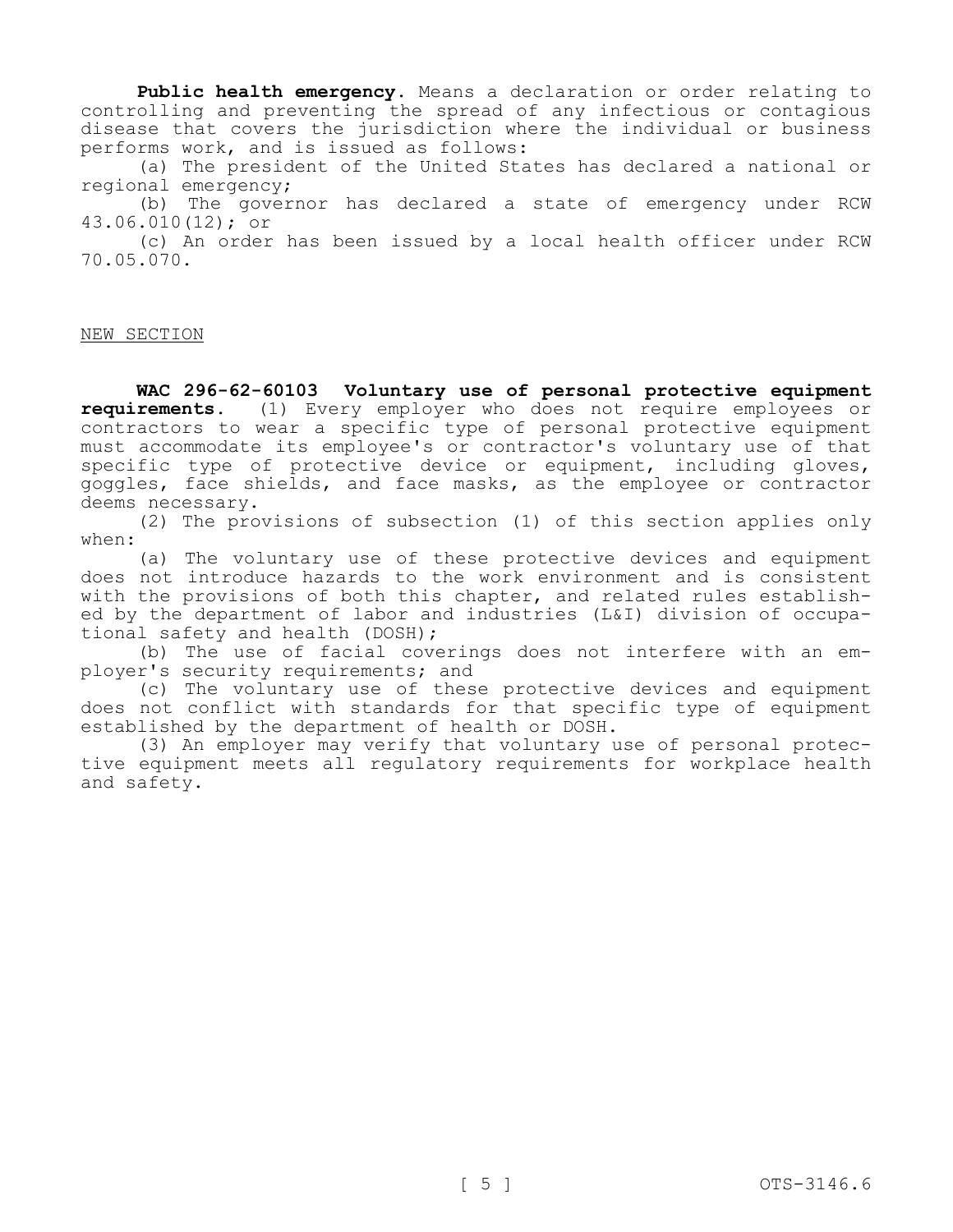**Public health emergency.** Means a declaration or order relating to controlling and preventing the spread of any infectious or contagious disease that covers the jurisdiction where the individual or business performs work, and is issued as follows:

(a) The president of the United States has declared a national or regional emergency;

(b) The governor has declared a state of emergency under RCW 43.06.010(12); or

(c) An order has been issued by a local health officer under RCW 70.05.070.

NEW SECTION

**WAC 296-62-60103 Voluntary use of personal protective equipment requirements.** (1) Every employer who does not require employees or contractors to wear a specific type of personal protective equipment must accommodate its employee's or contractor's voluntary use of that specific type of protective device or equipment, including gloves, goggles, face shields, and face masks, as the employee or contractor deems necessary.

(2) The provisions of subsection (1) of this section applies only when:

(a) The voluntary use of these protective devices and equipment does not introduce hazards to the work environment and is consistent with the provisions of both this chapter, and related rules established by the department of labor and industries (L&I) division of occupational safety and health (DOSH);

(b) The use of facial coverings does not interfere with an employer's security requirements; and

(c) The voluntary use of these protective devices and equipment does not conflict with standards for that specific type of equipment established by the department of health or DOSH.

(3) An employer may verify that voluntary use of personal protective equipment meets all regulatory requirements for workplace health and safety.